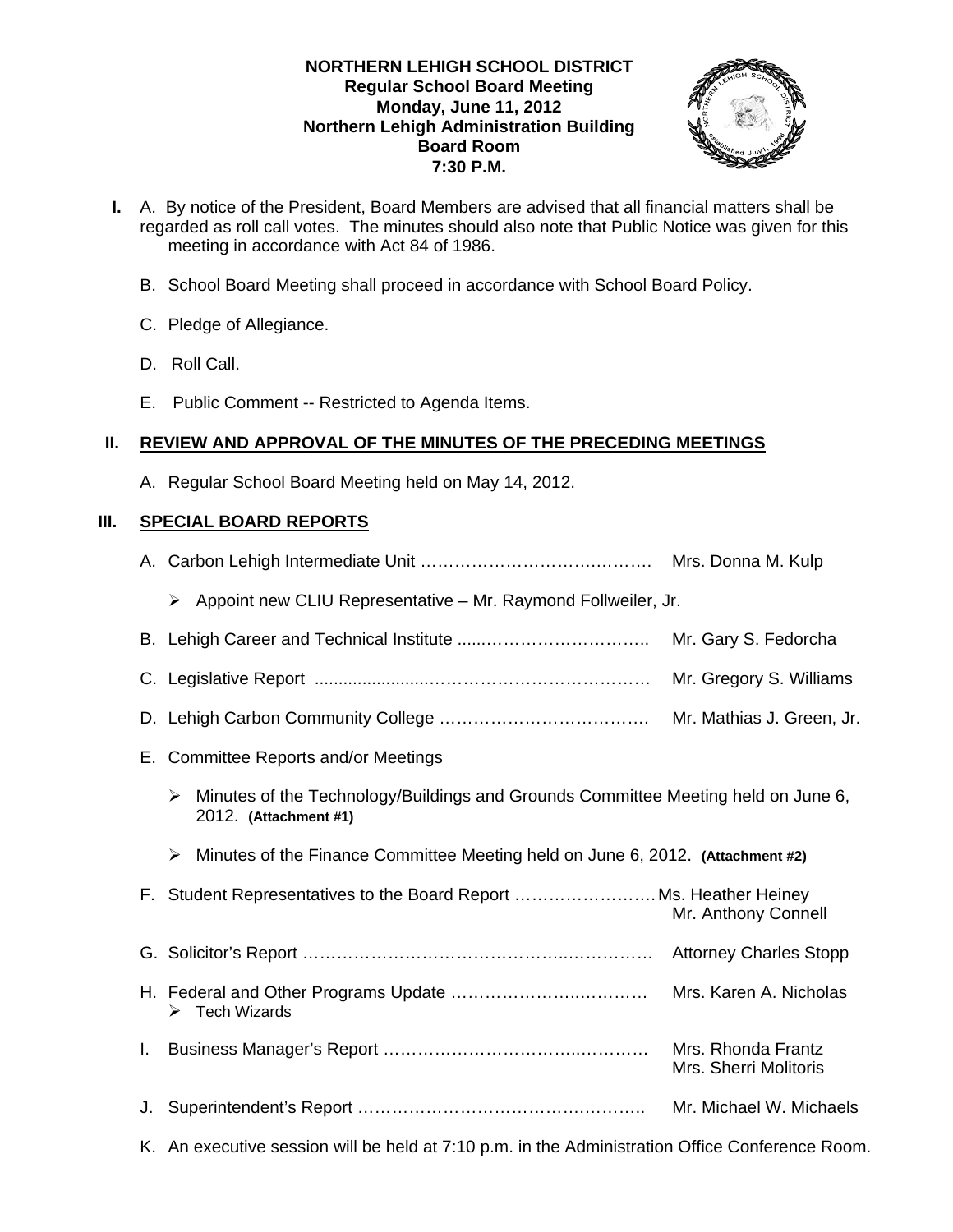**NORTHERN LEHIGH SCHOOL DISTRICT**
**Regular School Board Meeting**
**Monday, June 11, 2012**
**Northern Lehigh Administration Building**
**Board Room**
**7:30 P.M.**

**I.** A. By notice of the President, Board Members are advised that all financial matters shall be regarded as roll call votes. The minutes should also note that Public Notice was given for this meeting in accordance with Act 84 of 1986.

B. School Board Meeting shall proceed in accordance with School Board Policy.

C. Pledge of Allegiance.

D. Roll Call.

E. Public Comment -- Restricted to Agenda Items.

## II. REVIEW AND APPROVAL OF THE MINUTES OF THE PRECEDING MEETINGS

A. Regular School Board Meeting held on May 14, 2012.

## III. SPECIAL BOARD REPORTS

A. Carbon Lehigh Intermediate Unit …………………………………. Mrs. Donna M. Kulp

- Appoint new CLIU Representative – Mr. Raymond Follweiler, Jr.

B. Lehigh Career and Technical Institute ……………………………. Mr. Gary S. Fedorcha

C. Legislative Report ……………………………………………… Mr. Gregory S. Williams

D. Lehigh Carbon Community College ………………………………. Mr. Mathias J. Green, Jr.

E. Committee Reports and/or Meetings

- Minutes of the Technology/Buildings and Grounds Committee Meeting held on June 6, 2012. **(Attachment #1)**
- Minutes of the Finance Committee Meeting held on June 6, 2012. **(Attachment #2)**

F. Student Representatives to the Board Report …………………… Ms. Heather Heiney
Mr. Anthony Connell

G. Solicitor's Report ……………………………………………………. Attorney Charles Stopp

H. Federal and Other Programs Update ……………………………. Mrs. Karen A. Nicholas

- Tech Wizards

I. Business Manager's Report ………………………………………… Mrs. Rhonda Frantz
Mrs. Sherri Molitoris

J. Superintendent's Report …………………………………………… Mr. Michael W. Michaels

K. An executive session will be held at 7:10 p.m. in the Administration Office Conference Room.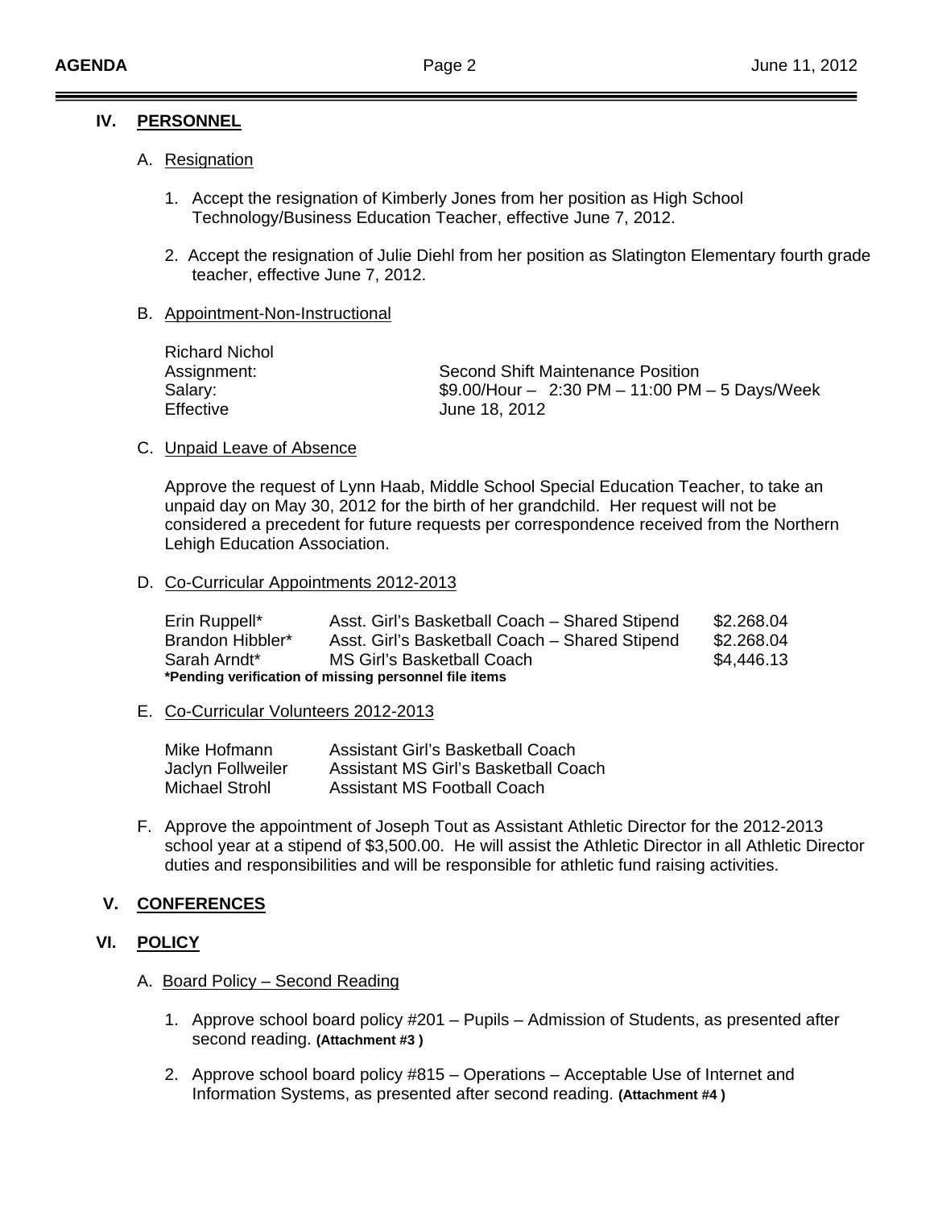## IV. PERSONNEL

### A. Resignation

1. Accept the resignation of Kimberly Jones from her position as High School Technology/Business Education Teacher, effective June 7, 2012.

2. Accept the resignation of Julie Diehl from her position as Slatington Elementary fourth grade teacher, effective June 7, 2012.

### B. Appointment-Non-Instructional

Richard Nichol

| | |
|---|---|
| Assignment: | Second Shift Maintenance Position |
| Salary: | $9.00/Hour – 2:30 PM – 11:00 PM – 5 Days/Week |
| Effective | June 18, 2012 |

### C. Unpaid Leave of Absence

Approve the request of Lynn Haab, Middle School Special Education Teacher, to take an unpaid day on May 30, 2012 for the birth of her grandchild. Her request will not be considered a precedent for future requests per correspondence received from the Northern Lehigh Education Association.

### D. Co-Curricular Appointments 2012-2013

| | | |
|---|---|---|
| Erin Ruppell* | Asst. Girl's Basketball Coach – Shared Stipend | $2.268.04 |
| Brandon Hibbler* | Asst. Girl's Basketball Coach – Shared Stipend | $2.268.04 |
| Sarah Arndt* | MS Girl's Basketball Coach | $4,446.13 |

**\*Pending verification of missing personnel file items**

### E. Co-Curricular Volunteers 2012-2013

| | |
|---|---|
| Mike Hofmann | Assistant Girl's Basketball Coach |
| Jaclyn Follweiler | Assistant MS Girl's Basketball Coach |
| Michael Strohl | Assistant MS Football Coach |

F. Approve the appointment of Joseph Tout as Assistant Athletic Director for the 2012-2013 school year at a stipend of $3,500.00. He will assist the Athletic Director in all Athletic Director duties and responsibilities and will be responsible for athletic fund raising activities.

## V. CONFERENCES

## VI. POLICY

### A. Board Policy – Second Reading

1. Approve school board policy #201 – Pupils – Admission of Students, as presented after second reading. **(Attachment #3 )**

2. Approve school board policy #815 – Operations – Acceptable Use of Internet and Information Systems, as presented after second reading. **(Attachment #4 )**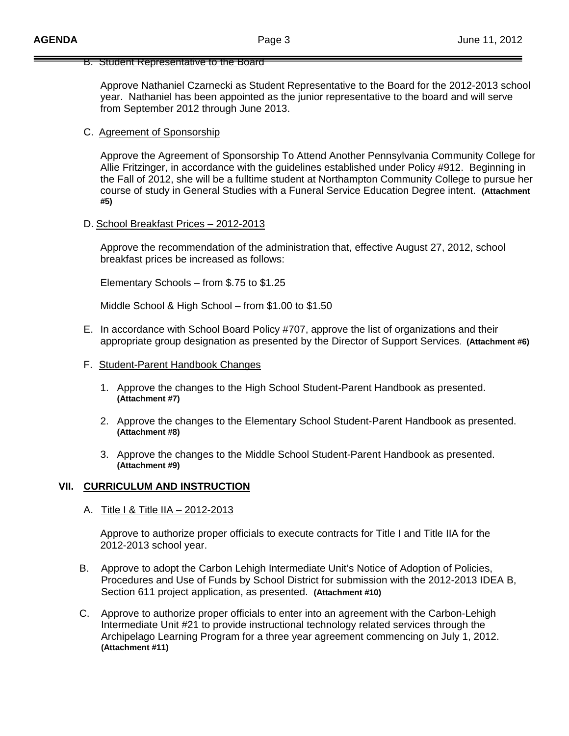B. Student Representative to the Board

Approve Nathaniel Czarnecki as Student Representative to the Board for the 2012-2013 school year. Nathaniel has been appointed as the junior representative to the board and will serve from September 2012 through June 2013.

C. Agreement of Sponsorship

Approve the Agreement of Sponsorship To Attend Another Pennsylvania Community College for Allie Fritzinger, in accordance with the guidelines established under Policy #912. Beginning in the Fall of 2012, she will be a fulltime student at Northampton Community College to pursue her course of study in General Studies with a Funeral Service Education Degree intent. **(Attachment #5)**

D. School Breakfast Prices – 2012-2013

Approve the recommendation of the administration that, effective August 27, 2012, school breakfast prices be increased as follows:

Elementary Schools – from $.75 to $1.25

Middle School & High School – from $1.00 to $1.50

E. In accordance with School Board Policy #707, approve the list of organizations and their appropriate group designation as presented by the Director of Support Services. **(Attachment #6)**

F. Student-Parent Handbook Changes

1. Approve the changes to the High School Student-Parent Handbook as presented. **(Attachment #7)**

2. Approve the changes to the Elementary School Student-Parent Handbook as presented. **(Attachment #8)**

3. Approve the changes to the Middle School Student-Parent Handbook as presented. **(Attachment #9)**

## VII. CURRICULUM AND INSTRUCTION

A. Title I & Title IIA – 2012-2013

Approve to authorize proper officials to execute contracts for Title I and Title IIA for the 2012-2013 school year.

B. Approve to adopt the Carbon Lehigh Intermediate Unit's Notice of Adoption of Policies, Procedures and Use of Funds by School District for submission with the 2012-2013 IDEA B, Section 611 project application, as presented. **(Attachment #10)**

C. Approve to authorize proper officials to enter into an agreement with the Carbon-Lehigh Intermediate Unit #21 to provide instructional technology related services through the Archipelago Learning Program for a three year agreement commencing on July 1, 2012. **(Attachment #11)**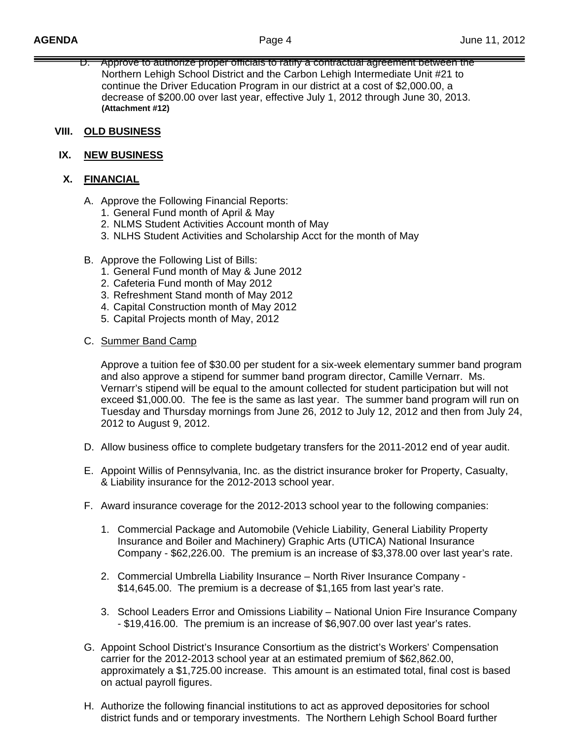D. Approve to authorize proper officials to ratify a contractual agreement between the Northern Lehigh School District and the Carbon Lehigh Intermediate Unit #21 to continue the Driver Education Program in our district at a cost of $2,000.00, a decrease of $200.00 over last year, effective July 1, 2012 through June 30, 2013. **(Attachment #12)**

## VIII. OLD BUSINESS

## IX. NEW BUSINESS

## X. FINANCIAL

A. Approve the Following Financial Reports:
   1. General Fund month of April & May
   2. NLMS Student Activities Account month of May
   3. NLHS Student Activities and Scholarship Acct for the month of May

B. Approve the Following List of Bills:
   1. General Fund month of May & June 2012
   2. Cafeteria Fund month of May 2012
   3. Refreshment Stand month of May 2012
   4. Capital Construction month of May 2012
   5. Capital Projects month of May, 2012

C. Summer Band Camp

   Approve a tuition fee of $30.00 per student for a six-week elementary summer band program and also approve a stipend for summer band program director, Camille Vernarr. Ms. Vernarr's stipend will be equal to the amount collected for student participation but will not exceed $1,000.00. The fee is the same as last year. The summer band program will run on Tuesday and Thursday mornings from June 26, 2012 to July 12, 2012 and then from July 24, 2012 to August 9, 2012.

D. Allow business office to complete budgetary transfers for the 2011-2012 end of year audit.

E. Appoint Willis of Pennsylvania, Inc. as the district insurance broker for Property, Casualty, & Liability insurance for the 2012-2013 school year.

F. Award insurance coverage for the 2012-2013 school year to the following companies:

   1. Commercial Package and Automobile (Vehicle Liability, General Liability Property Insurance and Boiler and Machinery) Graphic Arts (UTICA) National Insurance Company - $62,226.00. The premium is an increase of $3,378.00 over last year's rate.

   2. Commercial Umbrella Liability Insurance – North River Insurance Company - $14,645.00. The premium is a decrease of $1,165 from last year's rate.

   3. School Leaders Error and Omissions Liability – National Union Fire Insurance Company - $19,416.00. The premium is an increase of $6,907.00 over last year's rates.

G. Appoint School District's Insurance Consortium as the district's Workers' Compensation carrier for the 2012-2013 school year at an estimated premium of $62,862.00, approximately a $1,725.00 increase. This amount is an estimated total, final cost is based on actual payroll figures.

H. Authorize the following financial institutions to act as approved depositories for school district funds and or temporary investments. The Northern Lehigh School Board further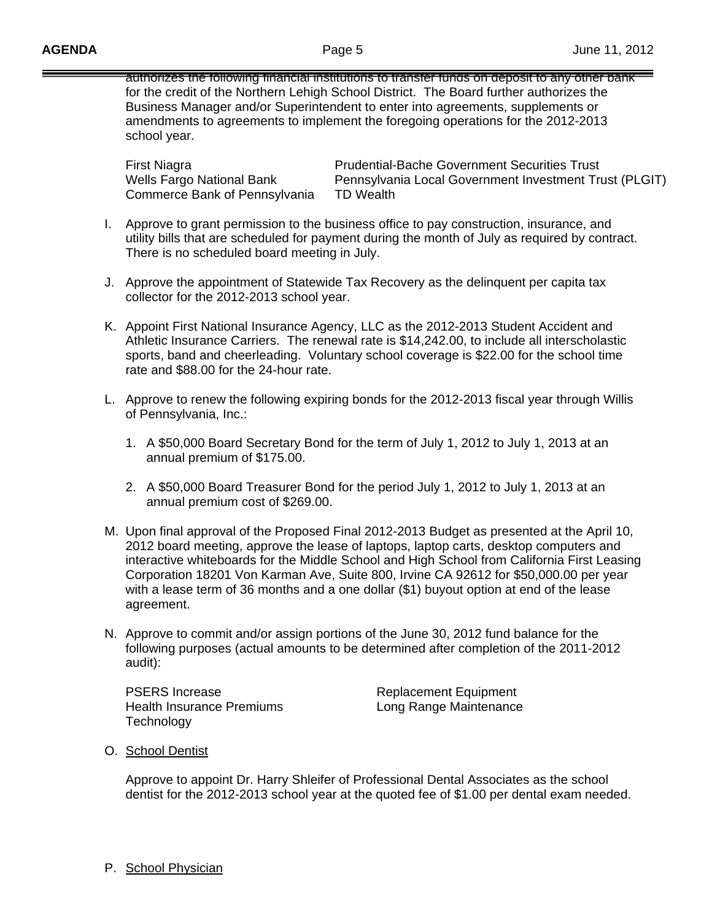authorizes the following financial institutions to transfer funds on deposit to any other bank for the credit of the Northern Lehigh School District. The Board further authorizes the Business Manager and/or Superintendent to enter into agreements, supplements or amendments to agreements to implement the foregoing operations for the 2012-2013 school year.

| | |
|---|---|
| First Niagra | Prudential-Bache Government Securities Trust |
| Wells Fargo National Bank | Pennsylvania Local Government Investment Trust (PLGIT) |
| Commerce Bank of Pennsylvania | TD Wealth |

I. Approve to grant permission to the business office to pay construction, insurance, and utility bills that are scheduled for payment during the month of July as required by contract. There is no scheduled board meeting in July.

J. Approve the appointment of Statewide Tax Recovery as the delinquent per capita tax collector for the 2012-2013 school year.

K. Appoint First National Insurance Agency, LLC as the 2012-2013 Student Accident and Athletic Insurance Carriers. The renewal rate is $14,242.00, to include all interscholastic sports, band and cheerleading. Voluntary school coverage is $22.00 for the school time rate and $88.00 for the 24-hour rate.

L. Approve to renew the following expiring bonds for the 2012-2013 fiscal year through Willis of Pennsylvania, Inc.:

   1. A $50,000 Board Secretary Bond for the term of July 1, 2012 to July 1, 2013 at an annual premium of $175.00.

   2. A $50,000 Board Treasurer Bond for the period July 1, 2012 to July 1, 2013 at an annual premium cost of $269.00.

M. Upon final approval of the Proposed Final 2012-2013 Budget as presented at the April 10, 2012 board meeting, approve the lease of laptops, laptop carts, desktop computers and interactive whiteboards for the Middle School and High School from California First Leasing Corporation 18201 Von Karman Ave, Suite 800, Irvine CA 92612 for $50,000.00 per year with a lease term of 36 months and a one dollar ($1) buyout option at end of the lease agreement.

N. Approve to commit and/or assign portions of the June 30, 2012 fund balance for the following purposes (actual amounts to be determined after completion of the 2011-2012 audit):

| | |
|---|---|
| PSERS Increase | Replacement Equipment |
| Health Insurance Premiums | Long Range Maintenance |
| Technology | |

O. <u>School Dentist</u>

   Approve to appoint Dr. Harry Shleifer of Professional Dental Associates as the school dentist for the 2012-2013 school year at the quoted fee of $1.00 per dental exam needed.

P. <u>School Physician</u>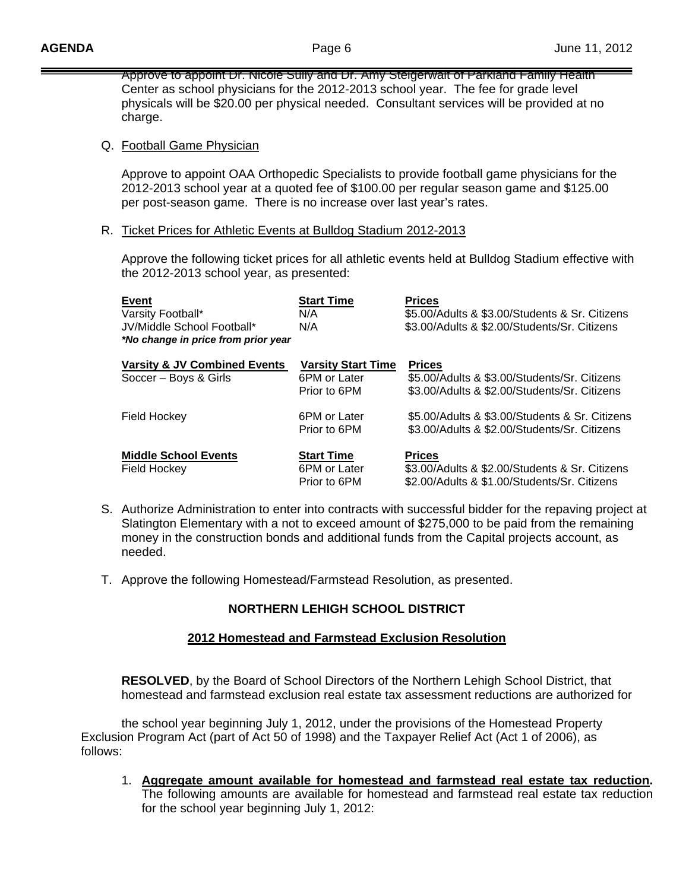Approve to appoint Dr. Nicole Sully and Dr. Amy Steigerwalt of Parkland Family Health Center as school physicians for the 2012-2013 school year. The fee for grade level physicals will be $20.00 per physical needed. Consultant services will be provided at no charge.

Q. Football Game Physician

Approve to appoint OAA Orthopedic Specialists to provide football game physicians for the 2012-2013 school year at a quoted fee of $100.00 per regular season game and $125.00 per post-season game. There is no increase over last year's rates.

R. Ticket Prices for Athletic Events at Bulldog Stadium 2012-2013

Approve the following ticket prices for all athletic events held at Bulldog Stadium effective with the 2012-2013 school year, as presented:

| Event | Start Time | Prices |
|---|---|---|
| Varsity Football* | N/A | $5.00/Adults & $3.00/Students & Sr. Citizens |
| JV/Middle School Football* | N/A | $3.00/Adults & $2.00/Students/Sr. Citizens |
| ***No change in price from prior year*** | | |

| Varsity & JV Combined Events | Varsity Start Time | Prices |
|---|---|---|
| Soccer – Boys & Girls | 6PM or Later | $5.00/Adults & $3.00/Students/Sr. Citizens |
| | Prior to 6PM | $3.00/Adults & $2.00/Students/Sr. Citizens |
| Field Hockey | 6PM or Later | $5.00/Adults & $3.00/Students & Sr. Citizens |
| | Prior to 6PM | $3.00/Adults & $2.00/Students/Sr. Citizens |

| Middle School Events | Start Time | Prices |
|---|---|---|
| Field Hockey | 6PM or Later | $3.00/Adults & $2.00/Students & Sr. Citizens |
| | Prior to 6PM | $2.00/Adults & $1.00/Students/Sr. Citizens |

S. Authorize Administration to enter into contracts with successful bidder for the repaving project at Slatington Elementary with a not to exceed amount of $275,000 to be paid from the remaining money in the construction bonds and additional funds from the Capital projects account, as needed.

T. Approve the following Homestead/Farmstead Resolution, as presented.

**NORTHERN LEHIGH SCHOOL DISTRICT**

**2012 Homestead and Farmstead Exclusion Resolution**

**RESOLVED**, by the Board of School Directors of the Northern Lehigh School District, that homestead and farmstead exclusion real estate tax assessment reductions are authorized for the school year beginning July 1, 2012, under the provisions of the Homestead Property Exclusion Program Act (part of Act 50 of 1998) and the Taxpayer Relief Act (Act 1 of 2006), as follows:

1. **Aggregate amount available for homestead and farmstead real estate tax reduction.** The following amounts are available for homestead and farmstead real estate tax reduction for the school year beginning July 1, 2012: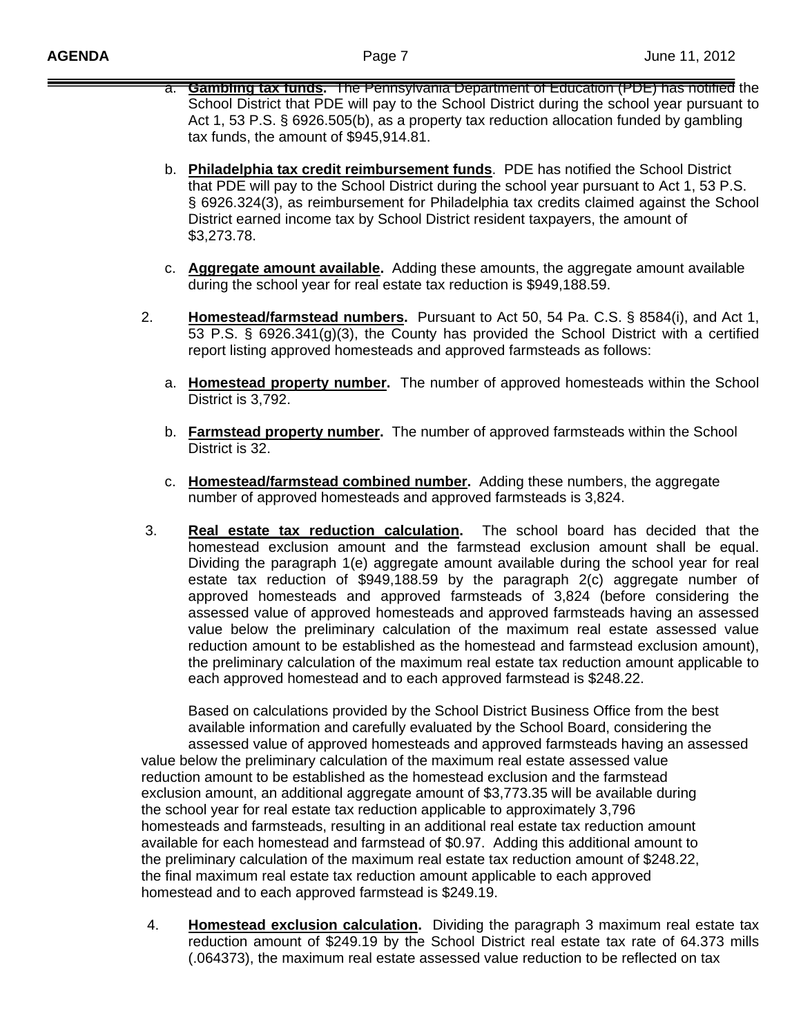a. **Gambling tax funds.** The Pennsylvania Department of Education (PDE) has notified the School District that PDE will pay to the School District during the school year pursuant to Act 1, 53 P.S. § 6926.505(b), as a property tax reduction allocation funded by gambling tax funds, the amount of $945,914.81.

b. **Philadelphia tax credit reimbursement funds**. PDE has notified the School District that PDE will pay to the School District during the school year pursuant to Act 1, 53 P.S. § 6926.324(3), as reimbursement for Philadelphia tax credits claimed against the School District earned income tax by School District resident taxpayers, the amount of $3,273.78.

c. **Aggregate amount available.** Adding these amounts, the aggregate amount available during the school year for real estate tax reduction is $949,188.59.

2. **Homestead/farmstead numbers.** Pursuant to Act 50, 54 Pa. C.S. § 8584(i), and Act 1, 53 P.S. § 6926.341(g)(3), the County has provided the School District with a certified report listing approved homesteads and approved farmsteads as follows:

   a. **Homestead property number.** The number of approved homesteads within the School District is 3,792.

   b. **Farmstead property number.** The number of approved farmsteads within the School District is 32.

   c. **Homestead/farmstead combined number.** Adding these numbers, the aggregate number of approved homesteads and approved farmsteads is 3,824.

3. **Real estate tax reduction calculation.** The school board has decided that the homestead exclusion amount and the farmstead exclusion amount shall be equal. Dividing the paragraph 1(e) aggregate amount available during the school year for real estate tax reduction of $949,188.59 by the paragraph 2(c) aggregate number of approved homesteads and approved farmsteads of 3,824 (before considering the assessed value of approved homesteads and approved farmsteads having an assessed value below the preliminary calculation of the maximum real estate assessed value reduction amount to be established as the homestead and farmstead exclusion amount), the preliminary calculation of the maximum real estate tax reduction amount applicable to each approved homestead and to each approved farmstead is $248.22.

   Based on calculations provided by the School District Business Office from the best available information and carefully evaluated by the School Board, considering the assessed value of approved homesteads and approved farmsteads having an assessed value below the preliminary calculation of the maximum real estate assessed value reduction amount to be established as the homestead exclusion and the farmstead exclusion amount, an additional aggregate amount of $3,773.35 will be available during the school year for real estate tax reduction applicable to approximately 3,796 homesteads and farmsteads, resulting in an additional real estate tax reduction amount available for each homestead and farmstead of $0.97. Adding this additional amount to the preliminary calculation of the maximum real estate tax reduction amount of $248.22, the final maximum real estate tax reduction amount applicable to each approved homestead and to each approved farmstead is $249.19.

4. **Homestead exclusion calculation.** Dividing the paragraph 3 maximum real estate tax reduction amount of $249.19 by the School District real estate tax rate of 64.373 mills (.064373), the maximum real estate assessed value reduction to be reflected on tax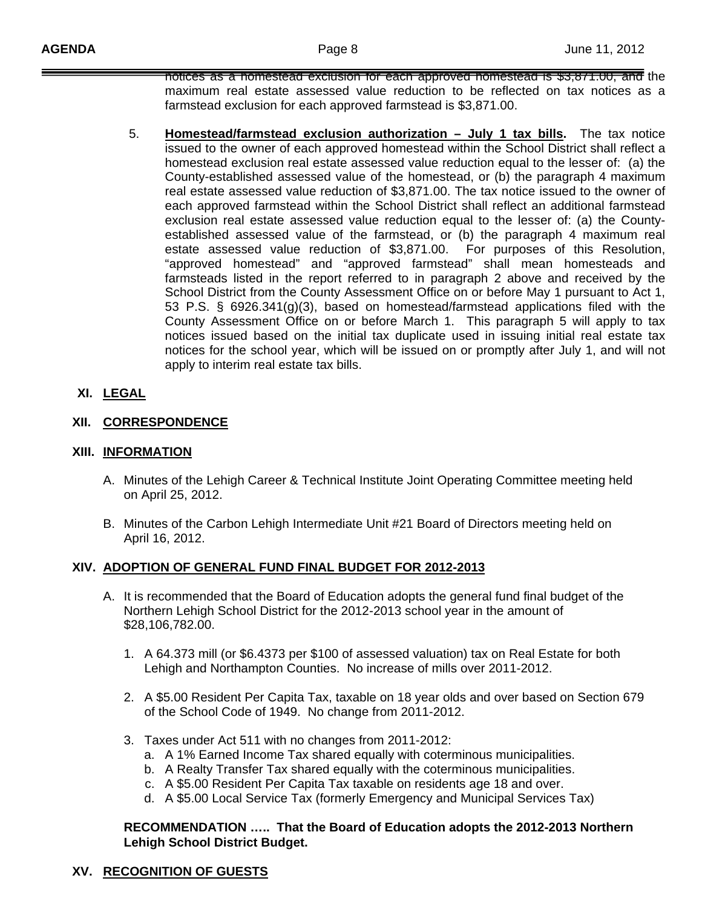notices as a homestead exclusion for each approved homestead is $3,871.00, and the maximum real estate assessed value reduction to be reflected on tax notices as a farmstead exclusion for each approved farmstead is $3,871.00.

5. **Homestead/farmstead exclusion authorization – July 1 tax bills.** The tax notice issued to the owner of each approved homestead within the School District shall reflect a homestead exclusion real estate assessed value reduction equal to the lesser of: (a) the County-established assessed value of the homestead, or (b) the paragraph 4 maximum real estate assessed value reduction of $3,871.00. The tax notice issued to the owner of each approved farmstead within the School District shall reflect an additional farmstead exclusion real estate assessed value reduction equal to the lesser of: (a) the County-established assessed value of the farmstead, or (b) the paragraph 4 maximum real estate assessed value reduction of $3,871.00. For purposes of this Resolution, "approved homestead" and "approved farmstead" shall mean homesteads and farmsteads listed in the report referred to in paragraph 2 above and received by the School District from the County Assessment Office on or before May 1 pursuant to Act 1, 53 P.S. § 6926.341(g)(3), based on homestead/farmstead applications filed with the County Assessment Office on or before March 1. This paragraph 5 will apply to tax notices issued based on the initial tax duplicate used in issuing initial real estate tax notices for the school year, which will be issued on or promptly after July 1, and will not apply to interim real estate tax bills.

## XI. LEGAL

## XII. CORRESPONDENCE

## XIII. INFORMATION

A. Minutes of the Lehigh Career & Technical Institute Joint Operating Committee meeting held on April 25, 2012.

B. Minutes of the Carbon Lehigh Intermediate Unit #21 Board of Directors meeting held on April 16, 2012.

## XIV. ADOPTION OF GENERAL FUND FINAL BUDGET FOR 2012-2013

A. It is recommended that the Board of Education adopts the general fund final budget of the Northern Lehigh School District for the 2012-2013 school year in the amount of $28,106,782.00.

1. A 64.373 mill (or $6.4373 per $100 of assessed valuation) tax on Real Estate for both Lehigh and Northampton Counties. No increase of mills over 2011-2012.

2. A $5.00 Resident Per Capita Tax, taxable on 18 year olds and over based on Section 679 of the School Code of 1949. No change from 2011-2012.

3. Taxes under Act 511 with no changes from 2011-2012:
   a. A 1% Earned Income Tax shared equally with coterminous municipalities.
   b. A Realty Transfer Tax shared equally with the coterminous municipalities.
   c. A $5.00 Resident Per Capita Tax taxable on residents age 18 and over.
   d. A $5.00 Local Service Tax (formerly Emergency and Municipal Services Tax)

**RECOMMENDATION ….. That the Board of Education adopts the 2012-2013 Northern Lehigh School District Budget.**

## XV. RECOGNITION OF GUESTS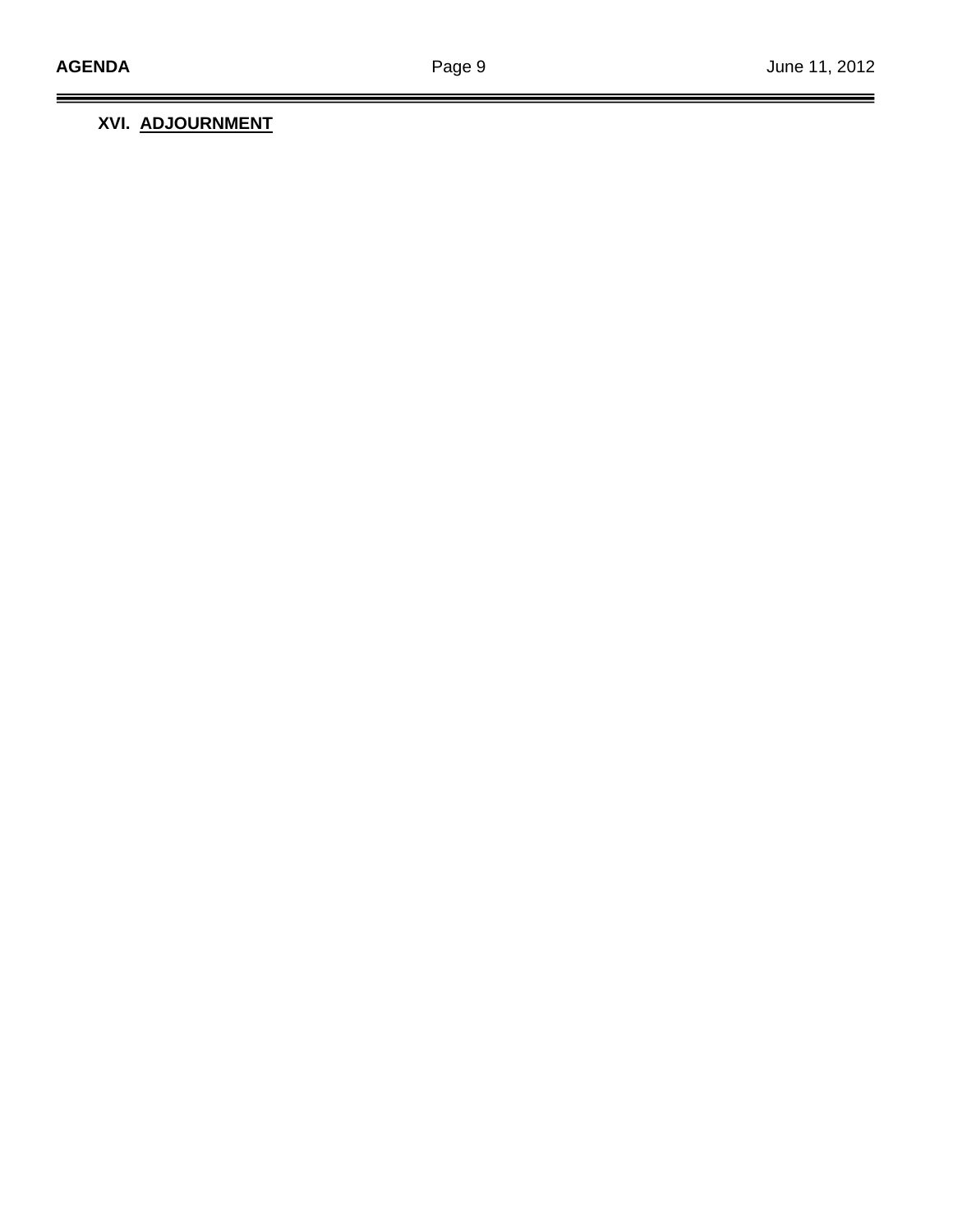**XVI. ADJOURNMENT**